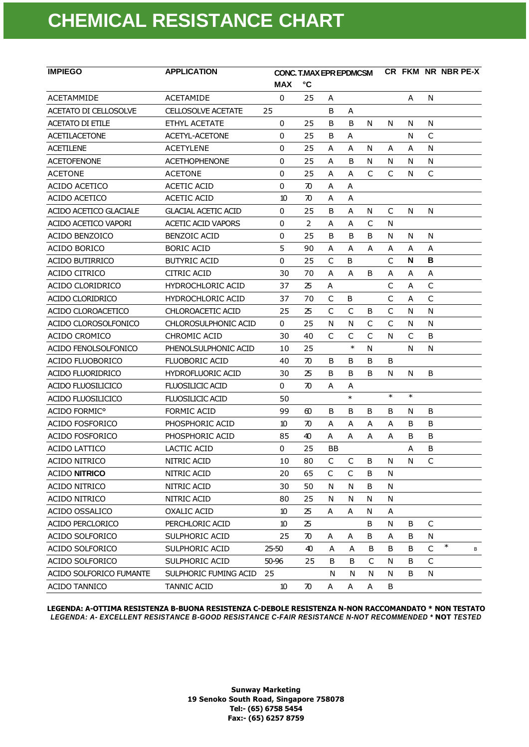# CHEMICAL RESISTANCE CHART

| IMPIEGO | APPLICATION | CONC. MAX | T.MAX °C | EPR | EPDM | CSM | CR | FKM | NR | NBR | PE-X |
|---|---|---|---|---|---|---|---|---|---|---|---|
| ACETAMMIDE | ACETAMIDE | 0 | 25 | A | | | | A | N | | |
| ACETATO DI CELLOSOLVE | CELLOSOLVE ACETATE | 25 | | B | A | | | | | | |
| ACETATO DI ETILE | ETHYL ACETATE | 0 | 25 | B | B | N | N | N | N | | |
| ACETILACETONE | ACETYL-ACETONE | 0 | 25 | B | A | | | N | C | | |
| ACETILENE | ACETYLENE | 0 | 25 | A | A | N | A | A | N | | |
| ACETOFENONE | ACETHOPHENONE | 0 | 25 | A | B | N | N | N | N | | |
| ACETONE | ACETONE | 0 | 25 | A | A | C | C | N | C | | |
| ACIDO ACETICO | ACETIC ACID | 0 | 70 | A | A | | | | | | |
| ACIDO ACETICO | ACETIC ACID | 10 | 70 | A | A | | | | | | |
| ACIDO ACETICO GLACIALE | GLACIAL ACETIC ACID | 0 | 25 | B | A | N | C | N | N | | |
| ACIDO ACETICO VAPORI | ACETIC ACID VAPORS | 0 | 2 | A | A | C | N | | | | |
| ACIDO BENZOICO | BENZOIC ACID | 0 | 25 | B | B | B | N | N | N | | |
| ACIDO BORICO | BORIC ACID | 5 | 90 | A | A | A | A | A | A | | |
| ACIDO BUTIRRICO | BUTYRIC ACID | 0 | 25 | C | B | | C | **N** | **B** | | |
| ACIDO CITRICO | CITRIC ACID | 30 | 70 | A | A | B | A | A | A | | |
| ACIDO CLORIDRICO | HYDROCHLORIC ACID | 37 | 25 | A | | | C | A | C | | |
| ACIDO CLORIDRICO | HYDROCHLORIC ACID | 37 | 70 | C | B | | C | A | C | | |
| ACIDO CLOROACETICO | CHLOROACETIC ACID | 25 | 25 | C | C | B | C | N | N | | |
| ACIDO CLOROSOLFONICO | CHLOROSULPHONIC ACID | 0 | 25 | N | N | C | C | N | N | | |
| ACIDO CROMICO | CHROMIC ACID | 30 | 40 | C | C | C | N | C | B | | |
| ACIDO FENOLSOLFONICO | PHENOLSULPHONIC ACID | 10 | 25 | | * | N | | N | N | | |
| ACIDO FLUOBORICO | FLUOBORIC ACID | 40 | 70 | B | B | B | B | | | | |
| ACIDO FLUORIDRICO | HYDROFLUORIC ACID | 30 | 25 | B | B | B | N | N | B | | |
| ACIDO FLUOSILICICO | FLUOSILICIC ACID | 0 | 70 | A | A | | | | | | |
| ACIDO FLUOSILICICO | FLUOSILICIC ACID | 50 | | | * | | * | * | | | |
| ACIDO FORMIC° | FORMIC ACID | 99 | 60 | B | B | B | B | N | B | | |
| ACIDO FOSFORICO | PHOSPHORIC ACID | 10 | 70 | A | A | A | A | B | B | | |
| ACIDO FOSFORICO | PHOSPHORIC ACID | 85 | 40 | A | A | A | A | B | B | | |
| ACIDO LATTICO | LACTIC ACID | 0 | 25 | BB | | | | A | B | | |
| ACIDO NITRICO | NITRIC ACID | 10 | 80 | C | C | B | N | N | C | | |
| ACIDO **NITRICO** | NITRIC ACID | 20 | 65 | C | C | B | N | | | | |
| ACIDO NITRICO | NITRIC ACID | 30 | 50 | N | N | B | N | | | | |
| ACIDO NITRICO | NITRIC ACID | 80 | 25 | N | N | N | N | | | | |
| ACIDO OSSALICO | OXALIC ACID | 10 | 25 | A | A | N | A | | | | |
| ACIDO PERCLORICO | PERCHLORIC ACID | 10 | 25 | | | B | N | B | C | | |
| ACIDO SOLFORICO | SULPHORIC ACID | 25 | 70 | A | A | B | A | B | N | | |
| ACIDO SOLFORICO | SULPHORIC ACID | 25-50 | 40 | A | A | B | B | B | C | * | B |
| ACIDO SOLFORICO | SULPHORIC ACID | 50-96 | 25 | B | B | C | N | B | C | | |
| ACIDO SOLFORICO FUMANTE | SULPHORIC FUMING ACID | 25 | | N | N | N | N | B | N | | |
| ACIDO TANNICO | TANNIC ACID | 10 | 70 | A | A | A | B | | | | |

**LEGENDA: A-OTTIMA RESISTENZA B-BUONA RESISTENZA C-DEBOLE RESISTENZA N-NON RACCOMANDATO * NON TESTATO**

***LEGENDA: A- EXCELLENT RESISTANCE B-GOOD RESISTANCE C-FAIR RESISTANCE N-NOT RECOMMENDED * NOT TESTED***

**Sunway Marketing**
**19 Senoko South Road, Singapore 758078**
**Tel:- (65) 6758 5454**
**Fax:- (65) 6257 8759**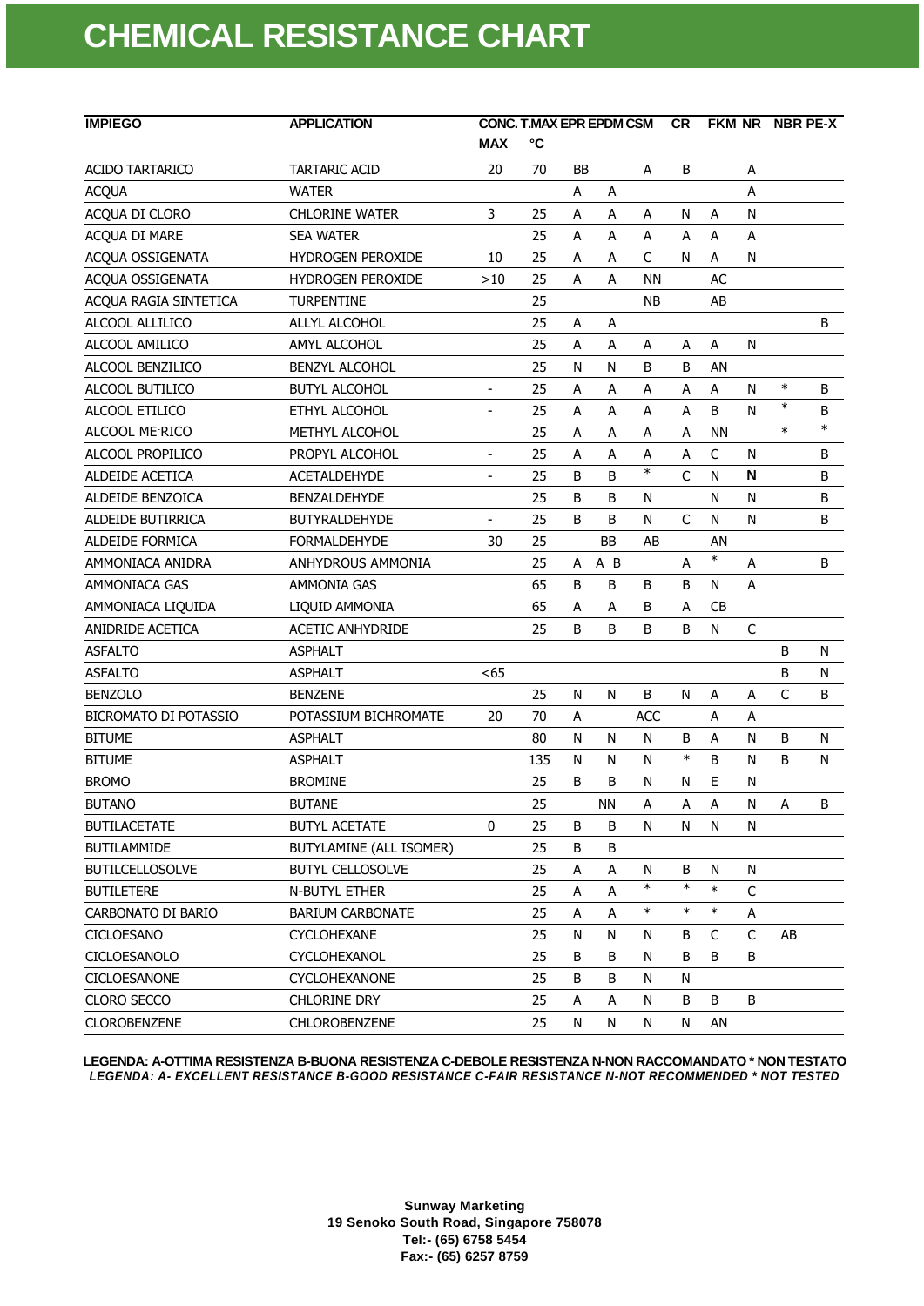# CHEMICAL RESISTANCE CHART

| IMPIEGO | APPLICATION | CONC. MAX | T.MAX °C | EPR | EPDM | CSM | CR | FKM | NR | NBR | PE-X |
|---|---|---|---|---|---|---|---|---|---|---|---|
| ACIDO TARTARICO | TARTARIC ACID | 20 | 70 | BB | | A | B | | A | | |
| ACQUA | WATER | | | A | A | | | | A | | |
| ACQUA DI CLORO | CHLORINE WATER | 3 | 25 | A | A | A | N | A | N | | |
| ACQUA DI MARE | SEA WATER | | 25 | A | A | A | A | A | A | | |
| ACQUA OSSIGENATA | HYDROGEN PEROXIDE | 10 | 25 | A | A | C | N | A | N | | |
| ACQUA OSSIGENATA | HYDROGEN PEROXIDE | >10 | 25 | A | A | NN | | AC | | | |
| ACQUA RAGIA SINTETICA | TURPENTINE | | 25 | | | NB | | AB | | | |
| ALCOOL ALLILICO | ALLYL ALCOHOL | | 25 | A | A | | | | | | B |
| ALCOOL AMILICO | AMYL ALCOHOL | | 25 | A | A | A | A | A | N | | |
| ALCOOL BENZILICO | BENZYL ALCOHOL | | 25 | N | N | B | B | AN | | | |
| ALCOOL BUTILICO | BUTYL ALCOHOL | - | 25 | A | A | A | A | A | N | * | B |
| ALCOOL ETILICO | ETHYL ALCOHOL | - | 25 | A | A | A | A | B | N | * | B |
| ALCOOL ME RICO | METHYL ALCOHOL | | 25 | A | A | A | A | NN | | * | * |
| ALCOOL PROPILICO | PROPYL ALCOHOL | - | 25 | A | A | A | A | C | N | | B |
| ALDEIDE ACETICA | ACETALDEHYDE | - | 25 | B | B | * | C | N | **N** | | B |
| ALDEIDE BENZOICA | BENZALDEHYDE | | 25 | B | B | N | | N | N | | B |
| ALDEIDE BUTIRRICA | BUTYRALDEHYDE | - | 25 | B | B | N | C | N | N | | B |
| ALDEIDE FORMICA | FORMALDEHYDE | 30 | 25 | | BB | AB | | AN | | | |
| AMMONIACA ANIDRA | ANHYDROUS AMMONIA | | 25 | A | A B | | A | * | A | | B |
| AMMONIACA GAS | AMMONIA GAS | | 65 | B | B | B | B | N | A | | |
| AMMONIACA LIQUIDA | LIQUID AMMONIA | | 65 | A | A | B | A | CB | | | |
| ANIDRIDE ACETICA | ACETIC ANHYDRIDE | | 25 | B | B | B | B | N | C | | |
| ASFALTO | ASPHALT | | | | | | | | | B | N |
| ASFALTO | ASPHALT | <65 | | | | | | | | B | N |
| BENZOLO | BENZENE | | 25 | N | N | B | N | A | A | C | B |
| BICROMATO DI POTASSIO | POTASSIUM BICHROMATE | 20 | 70 | A | | ACC | | A | A | | |
| BITUME | ASPHALT | | 80 | N | N | N | B | A | N | B | N |
| BITUME | ASPHALT | | 135 | N | N | N | * | B | N | B | N |
| BROMO | BROMINE | | 25 | B | B | N | N | E | N | | |
| BUTANO | BUTANE | | 25 | | NN | A | A | A | N | A | B |
| BUTILACETATE | BUTYL ACETATE | 0 | 25 | B | B | N | N | N | N | | |
| BUTILAMMIDE | BUTYLAMINE (ALL ISOMER) | | 25 | B | B | | | | | | |
| BUTILCELLOSOLVE | BUTYL CELLOSOLVE | | 25 | A | A | N | B | N | N | | |
| BUTILETERE | N-BUTYL ETHER | | 25 | A | A | * | * | * | C | | |
| CARBONATO DI BARIO | BARIUM CARBONATE | | 25 | A | A | * | * | * | A | | |
| CICLOESANO | CYCLOHEXANE | | 25 | N | N | N | B | C | C | AB | |
| CICLOESANOLO | CYCLOHEXANOL | | 25 | B | B | N | B | B | B | | |
| CICLOESANONE | CYCLOHEXANONE | | 25 | B | B | N | N | | | | |
| CLORO SECCO | CHLORINE DRY | | 25 | A | A | N | B | B | B | | |
| CLOROBENZENE | CHLOROBENZENE | | 25 | N | N | N | N | AN | | | |

**LEGENDA: A-OTTIMA RESISTENZA B-BUONA RESISTENZA C-DEBOLE RESISTENZA N-NON RACCOMANDATO * NON TESTATO**

***LEGENDA: A- EXCELLENT RESISTANCE B-GOOD RESISTANCE C-FAIR RESISTANCE N-NOT RECOMMENDED * NOT TESTED***

**Sunway Marketing**
**19 Senoko South Road, Singapore 758078**
**Tel:- (65) 6758 5454**
**Fax:- (65) 6257 8759**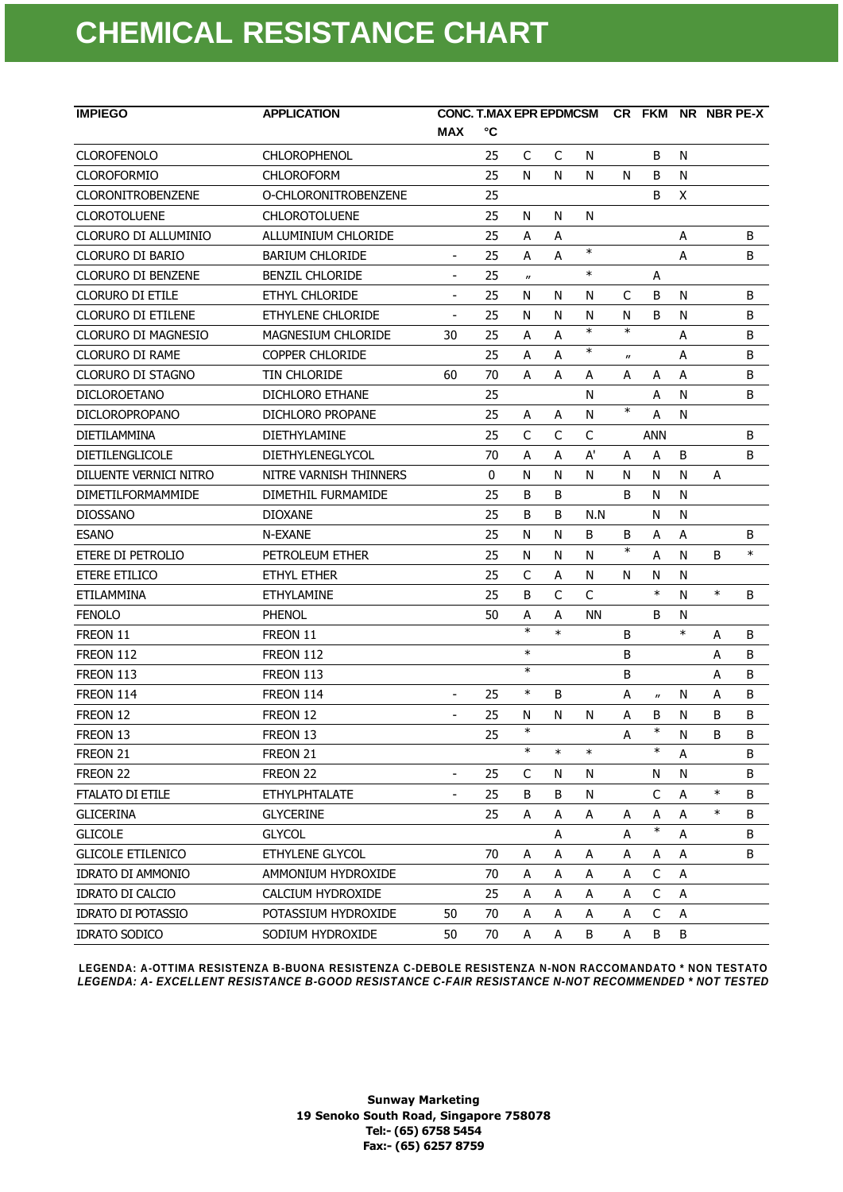# CHEMICAL RESISTANCE CHART

| IMPIEGO | APPLICATION | CONC. MAX | T.MAX °C | EPR | EPDM | CSM | CR | FKM | NR | NBR | PE-X |
|---|---|---|---|---|---|---|---|---|---|---|---|
| CLOROFENOLO | CHLOROPHENOL | | 25 | C | C | N | | B | N | | |
| CLOROFORMIO | CHLOROFORM | | 25 | N | N | N | N | B | N | | |
| CLORONITROBENZENE | O-CHLORONITROBENZENE | | 25 | | | | | B | X | | |
| CLOROTOLUENE | CHLOROTOLUENE | | 25 | N | N | N | | | | | |
| CLORURO DI ALLUMINIO | ALLUMINIUM CHLORIDE | | 25 | A | A | | | | A | | B |
| CLORURO DI BARIO | BARIUM CHLORIDE | - | 25 | A | A | * | | | A | | B |
| CLORURO DI BENZENE | BENZIL CHLORIDE | - | 25 | 〃 | | * | | A | | | |
| CLORURO DI ETILE | ETHYL CHLORIDE | - | 25 | N | N | N | C | B | N | | B |
| CLORURO DI ETILENE | ETHYLENE CHLORIDE | - | 25 | N | N | N | N | B | N | | B |
| CLORURO DI MAGNESIO | MAGNESIUM CHLORIDE | 30 | 25 | A | A | * | * | | A | | B |
| CLORURO DI RAME | COPPER CHLORIDE | | 25 | A | A | * | 〃 | | A | | B |
| CLORURO DI STAGNO | TIN CHLORIDE | 60 | 70 | A | A | A | A | A | A | | B |
| DICLOROETANO | DICHLORO ETHANE | | 25 | | | N | | A | N | | B |
| DICLOROPROPANO | DICHLORO PROPANE | | 25 | A | A | N | * | A | N | | |
| DIETILAMMINA | DIETHYLAMINE | | 25 | C | C | C | | ANN | | | B |
| DIETILENGLICOLE | DIETHYLENEGLYCOL | | 70 | A | A | A' | A | A | B | | B |
| DILUENTE VERNICI NITRO | NITRE VARNISH THINNERS | | 0 | N | N | N | N | N | N | A | |
| DIMETILFORMAMMIDE | DIMETHIL FURMAMIDE | | 25 | B | B | | B | N | N | | |
| DIOSSANO | DIOXANE | | 25 | B | B | N.N | | N | N | | |
| ESANO | N-EXANE | | 25 | N | N | B | B | A | A | | B |
| ETERE DI PETROLIO | PETROLEUM ETHER | | 25 | N | N | N | * | A | N | B | * |
| ETERE ETILICO | ETHYL ETHER | | 25 | C | A | N | N | N | N | | |
| ETILAMMINA | ETHYLAMINE | | 25 | B | C | C | | * | N | * | B |
| FENOLO | PHENOL | | 50 | A | A | NN | | B | N | | |
| FREON 11 | FREON 11 | | | * | * | | B | | * | A | B |
| FREON 112 | FREON 112 | | | * | | | B | | | A | B |
| FREON 113 | FREON 113 | | | * | | | B | | | A | B |
| FREON 114 | FREON 114 | - | 25 | * | B | | A | 〃 | N | A | B |
| FREON 12 | FREON 12 | - | 25 | N | N | N | A | B | N | B | B |
| FREON 13 | FREON 13 | | 25 | * | | | A | * | N | B | B |
| FREON 21 | FREON 21 | | | * | * | * | | * | A | | B |
| FREON 22 | FREON 22 | - | 25 | C | N | N | | N | N | | B |
| FTALATO DI ETILE | ETHYLPHTALATE | - | 25 | B | B | N | | C | A | * | B |
| GLICERINA | GLYCERINE | | 25 | A | A | A | A | A | A | * | B |
| GLICOLE | GLYCOL | | | | A | | A | * | A | | B |
| GLICOLE ETILENICO | ETHYLENE GLYCOL | | 70 | A | A | A | A | A | A | | B |
| IDRATO DI AMMONIO | AMMONIUM HYDROXIDE | | 70 | A | A | A | A | C | A | | |
| IDRATO DI CALCIO | CALCIUM HYDROXIDE | | 25 | A | A | A | A | C | A | | |
| IDRATO DI POTASSIO | POTASSIUM HYDROXIDE | 50 | 70 | A | A | A | A | C | A | | |
| IDRATO SODICO | SODIUM HYDROXIDE | 50 | 70 | A | A | B | A | B | B | | |

**LEGENDA: A-OTTIMA RESISTENZA B-BUONA RESISTENZA C-DEBOLE RESISTENZA N-NON RACCOMANDATO * NON TESTATO**
***LEGENDA: A- EXCELLENT RESISTANCE B-GOOD RESISTANCE C-FAIR RESISTANCE N-NOT RECOMMENDED * NOT TESTED***

**Sunway Marketing**
**19 Senoko South Road, Singapore 758078**
**Tel:- (65) 6758 5454**
**Fax:- (65) 6257 8759**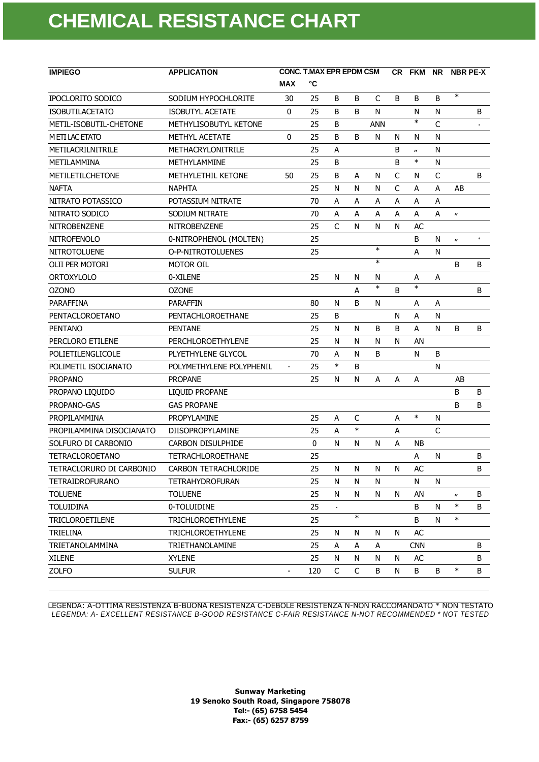# CHEMICAL RESISTANCE CHART

| IMPIEGO | APPLICATION | CONC. MAX | T.MAX °C | EPR | EPDM | CSM | CR | FKM | NR | NBR | PE-X |
|---|---|---|---|---|---|---|---|---|---|---|---|
| IPOCLORITO SODICO | SODIUM HYPOCHLORITE | 30 | 25 | B | B | C | B | B | B | * | |
| ISOBUTILACETATO | ISOBUTYL ACETATE | 0 | 25 | B | B | N | | N | N | | B |
| METIL-ISOBUTIL-CHETONE | METHYLISOBUTYL KETONE | | 25 | B | | ANN | | * | C | | . |
| METILACETATO | METHYL ACETATE | 0 | 25 | B | B | N | N | N | N | | |
| METILACRILNITRILE | METHACRYLONITRILE | | 25 | A | | | B | " | N | | |
| METILAMMINA | METHYLAMMINE | | 25 | B | | | B | * | N | | |
| METILETILCHETONE | METHYLETHIL KETONE | 50 | 25 | B | A | N | C | N | C | | B |
| NAFTA | NAPHTA | | 25 | N | N | N | C | A | A | AB | |
| NITRATO POTASSICO | POTASSIUM NITRATE | | 70 | A | A | A | A | A | A | | |
| NITRATO SODICO | SODIUM NITRATE | | 70 | A | A | A | A | A | A | " | |
| NITROBENZENE | NITROBENZENE | | 25 | C | N | N | N | AC | | | |
| NITROFENOLO | 0-NITROPHENOL (MOLTEN) | | 25 | | | | | B | N | " | * |
| NITROTOLUENE | O-P-NITROTOLUENES | | 25 | | | * | | A | N | | |
| OLII PER MOTORI | MOTOR OIL | | | | | * | | | | B | B |
| ORTOXYLOLO | 0-XILENE | | 25 | N | N | N | | A | A | | |
| OZONO | OZONE | | | | A | * | B | * | | | B |
| PARAFFINA | PARAFFIN | | 80 | N | B | N | | A | A | | |
| PENTACLOROETANO | PENTACHLOROETHANE | | 25 | B | | | N | A | N | | |
| PENTANO | PENTANE | | 25 | N | N | B | B | A | N | B | B |
| PERCLORO ETILENE | PERCHLOROETHYLENE | | 25 | N | N | N | N | AN | | | |
| POLIETILENGLICOLE | PLYETHYLENE GLYCOL | | 70 | A | N | B | | N | B | | |
| POLIMETIL ISOCIANATO | POLYMETHYLENE POLYPHENIL | - | 25 | * | B | | | | N | | |
| PROPANO | PROPANE | | 25 | N | N | A | A | A | | AB | |
| PROPANO LIQUIDO | LIQUID PROPANE | | | | | | | | | B | B |
| PROPANO-GAS | GAS PROPANE | | | | | | | | | B | B |
| PROPILAMMINA | PROPYLAMINE | | 25 | A | C | | A | * | N | | |
| PROPILAMMINA DISOCIANATO | DIISOPROPYLAMINE | | 25 | A | * | | A | | C | | |
| SOLFURO DI CARBONIO | CARBON DISULPHIDE | | 0 | N | N | N | A | NB | | | |
| TETRACLOROETANO | TETRACHLOROETHANE | | 25 | | | | | A | N | | B |
| TETRACLORURO DI CARBONIO | CARBON TETRACHLORIDE | | 25 | N | N | N | N | AC | | | B |
| TETRAIDROFURANO | TETRAHYDROFURAN | | 25 | N | N | N | | N | N | | |
| TOLUENE | TOLUENE | | 25 | N | N | N | N | AN | | " | B |
| TOLUIDINA | 0-TOLUIDINE | | 25 | . | | | | B | N | * | B |
| TRICLOROETILENE | TRICHLOROETHYLENE | | 25 | | * | | | B | N | * | |
| TRIELINA | TRICHLOROETHYLENE | | 25 | N | N | N | N | AC | | | |
| TRIETANOLAMMINA | TRIETHANOLAMINE | | 25 | A | A | A | | CNN | | | B |
| XILENE | XYLENE | | 25 | N | N | N | N | AC | | | B |
| ZOLFO | SULFUR | - | 120 | C | C | B | N | B | B | * | B |

LEGENDA: A-OTTIMA RESISTENZA B-BUONA RESISTENZA C-DEBOLE RESISTENZA N-NON RACCOMANDATO * NON TESTATO
*LEGENDA: A- EXCELLENT RESISTANCE B-GOOD RESISTANCE C-FAIR RESISTANCE N-NOT RECOMMENDED * NOT TESTED*

**Sunway Marketing**
**19 Senoko South Road, Singapore 758078**
**Tel:- (65) 6758 5454**
**Fax:- (65) 6257 8759**